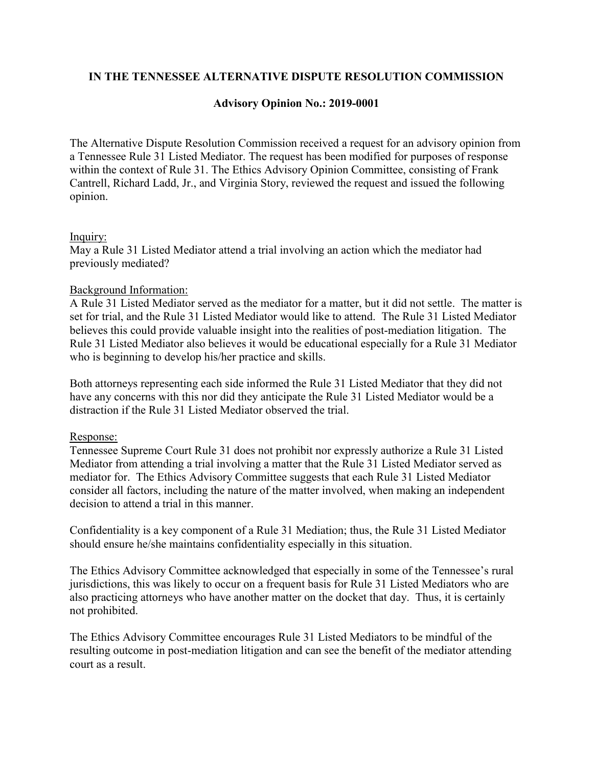**IN THE TENNESSEE ALTERNATIVE DISPUTE RESOLUTION COMMISSION**

**Advisory Opinion No.: 2019-0001**

The Alternative Dispute Resolution Commission received a request for an advisory opinion from a Tennessee Rule 31 Listed Mediator. The request has been modified for purposes of response within the context of Rule 31. The Ethics Advisory Opinion Committee, consisting of Frank Cantrell, Richard Ladd, Jr., and Virginia Story, reviewed the request and issued the following opinion.

<u>Inquiry:</u>

May a Rule 31 Listed Mediator attend a trial involving an action which the mediator had previously mediated?

<u>Background Information:</u>

A Rule 31 Listed Mediator served as the mediator for a matter, but it did not settle. The matter is set for trial, and the Rule 31 Listed Mediator would like to attend. The Rule 31 Listed Mediator believes this could provide valuable insight into the realities of post-mediation litigation. The Rule 31 Listed Mediator also believes it would be educational especially for a Rule 31 Mediator who is beginning to develop his/her practice and skills.

Both attorneys representing each side informed the Rule 31 Listed Mediator that they did not have any concerns with this nor did they anticipate the Rule 31 Listed Mediator would be a distraction if the Rule 31 Listed Mediator observed the trial.

<u>Response:</u>

Tennessee Supreme Court Rule 31 does not prohibit nor expressly authorize a Rule 31 Listed Mediator from attending a trial involving a matter that the Rule 31 Listed Mediator served as mediator for. The Ethics Advisory Committee suggests that each Rule 31 Listed Mediator consider all factors, including the nature of the matter involved, when making an independent decision to attend a trial in this manner.

Confidentiality is a key component of a Rule 31 Mediation; thus, the Rule 31 Listed Mediator should ensure he/she maintains confidentiality especially in this situation.

The Ethics Advisory Committee acknowledged that especially in some of the Tennessee's rural jurisdictions, this was likely to occur on a frequent basis for Rule 31 Listed Mediators who are also practicing attorneys who have another matter on the docket that day. Thus, it is certainly not prohibited.

The Ethics Advisory Committee encourages Rule 31 Listed Mediators to be mindful of the resulting outcome in post-mediation litigation and can see the benefit of the mediator attending court as a result.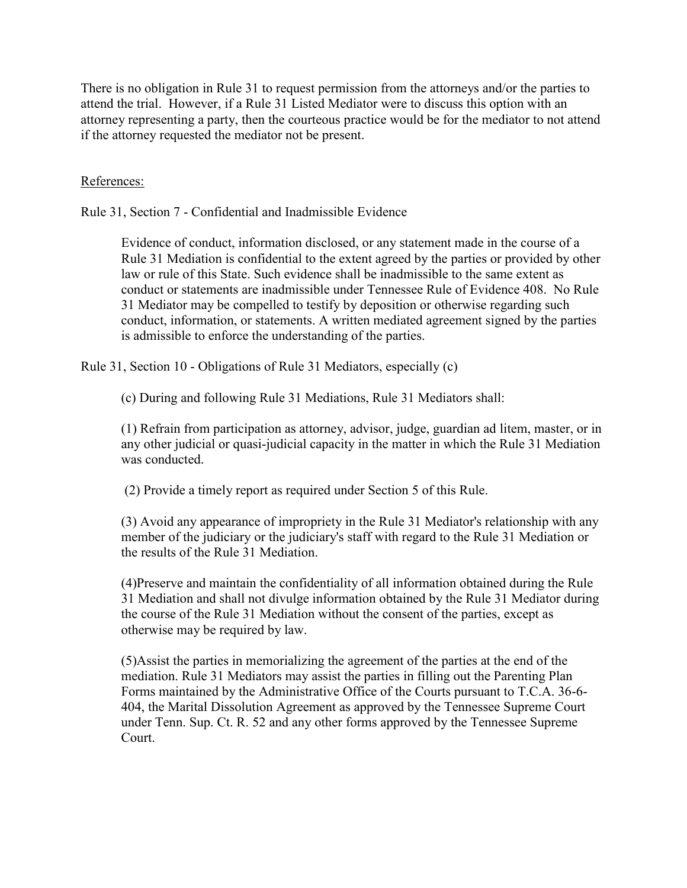There is no obligation in Rule 31 to request permission from the attorneys and/or the parties to attend the trial. However, if a Rule 31 Listed Mediator were to discuss this option with an attorney representing a party, then the courteous practice would be for the mediator to not attend if the attorney requested the mediator not be present.

References:

Rule 31, Section 7 - Confidential and Inadmissible Evidence

> Evidence of conduct, information disclosed, or any statement made in the course of a Rule 31 Mediation is confidential to the extent agreed by the parties or provided by other law or rule of this State. Such evidence shall be inadmissible to the same extent as conduct or statements are inadmissible under Tennessee Rule of Evidence 408. No Rule 31 Mediator may be compelled to testify by deposition or otherwise regarding such conduct, information, or statements. A written mediated agreement signed by the parties is admissible to enforce the understanding of the parties.

Rule 31, Section 10 - Obligations of Rule 31 Mediators, especially (c)

> (c) During and following Rule 31 Mediations, Rule 31 Mediators shall:
>
> (1) Refrain from participation as attorney, advisor, judge, guardian ad litem, master, or in any other judicial or quasi-judicial capacity in the matter in which the Rule 31 Mediation was conducted.
>
> (2) Provide a timely report as required under Section 5 of this Rule.
>
> (3) Avoid any appearance of impropriety in the Rule 31 Mediator's relationship with any member of the judiciary or the judiciary's staff with regard to the Rule 31 Mediation or the results of the Rule 31 Mediation.
>
> (4)Preserve and maintain the confidentiality of all information obtained during the Rule 31 Mediation and shall not divulge information obtained by the Rule 31 Mediator during the course of the Rule 31 Mediation without the consent of the parties, except as otherwise may be required by law.
>
> (5)Assist the parties in memorializing the agreement of the parties at the end of the mediation. Rule 31 Mediators may assist the parties in filling out the Parenting Plan Forms maintained by the Administrative Office of the Courts pursuant to T.C.A. 36-6-404, the Marital Dissolution Agreement as approved by the Tennessee Supreme Court under Tenn. Sup. Ct. R. 52 and any other forms approved by the Tennessee Supreme Court.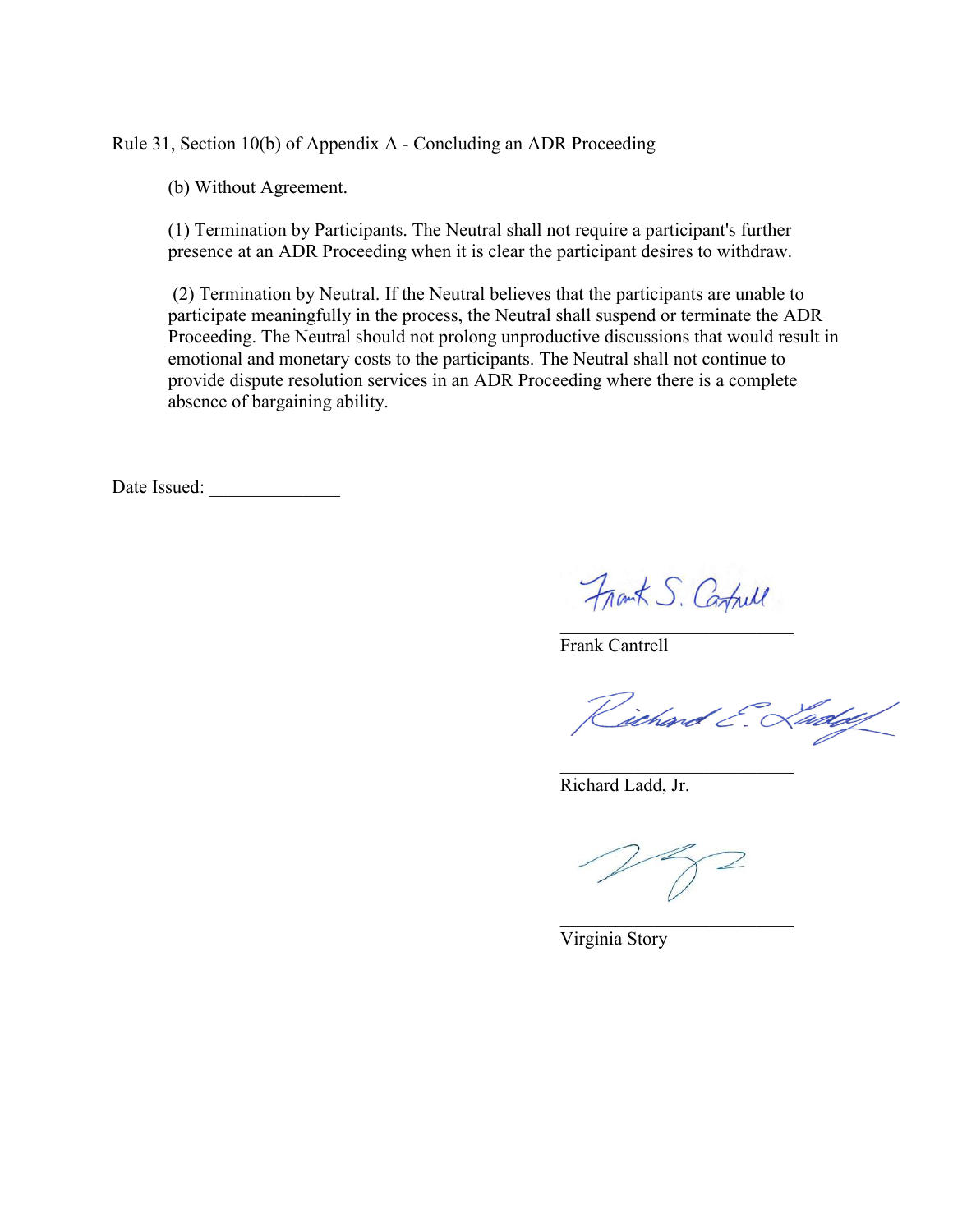Rule 31, Section 10(b) of Appendix A - Concluding an ADR Proceeding

(b) Without Agreement.

(1) Termination by Participants. The Neutral shall not require a participant's further presence at an ADR Proceeding when it is clear the participant desires to withdraw.

(2) Termination by Neutral. If the Neutral believes that the participants are unable to participate meaningfully in the process, the Neutral shall suspend or terminate the ADR Proceeding. The Neutral should not prolong unproductive discussions that would result in emotional and monetary costs to the participants. The Neutral shall not continue to provide dispute resolution services in an ADR Proceeding where there is a complete absence of bargaining ability.

Date Issued: ______________

Frank S. Cantrell

_________________________

Frank Cantrell

Richard E. Ladd

_________________________

Richard Ladd, Jr.

_________________________

Virginia Story